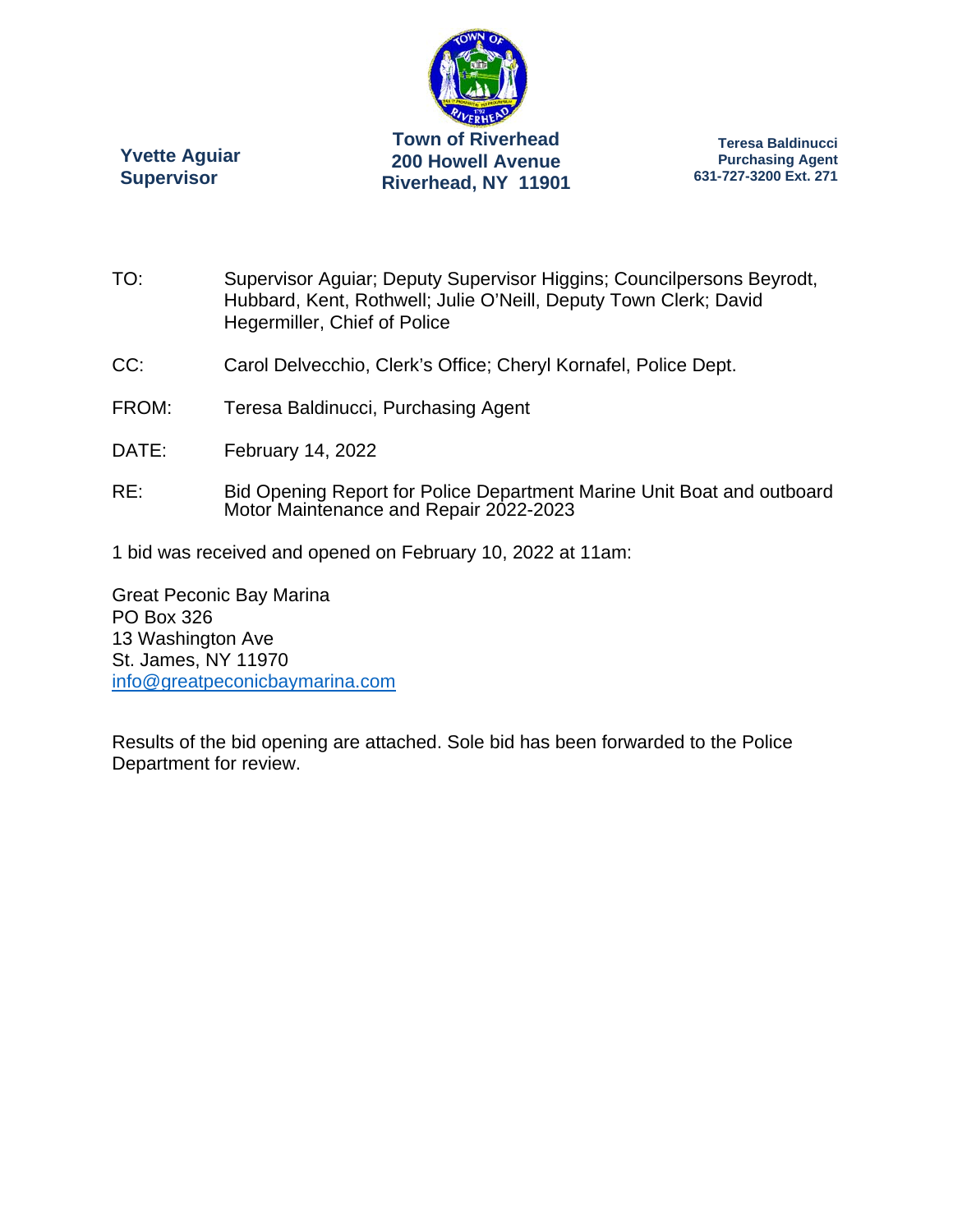**Yvette Aguiar**
**Supervisor**

**Town of Riverhead**
**200 Howell Avenue**
**Riverhead, NY 11901**

**Teresa Baldinucci**
**Purchasing Agent**
**631-727-3200 Ext. 271**

TO: Supervisor Aguiar; Deputy Supervisor Higgins; Councilpersons Beyrodt, Hubbard, Kent, Rothwell; Julie O'Neill, Deputy Town Clerk; David Hegermiller, Chief of Police

CC: Carol Delvecchio, Clerk's Office; Cheryl Kornafel, Police Dept.

FROM: Teresa Baldinucci, Purchasing Agent

DATE: February 14, 2022

RE: Bid Opening Report for Police Department Marine Unit Boat and outboard Motor Maintenance and Repair 2022-2023

1 bid was received and opened on February 10, 2022 at 11am:

Great Peconic Bay Marina
PO Box 326
13 Washington Ave
St. James, NY 11970
info@greatpeconicbaymarina.com

Results of the bid opening are attached. Sole bid has been forwarded to the Police Department for review.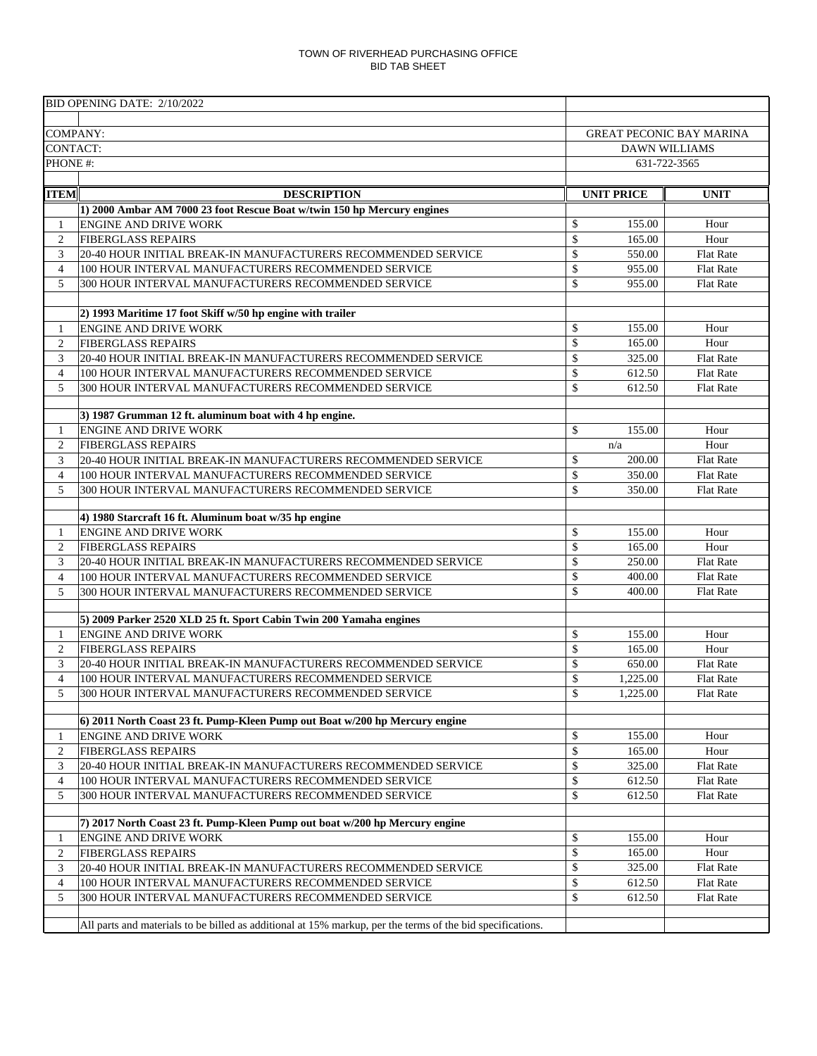TOWN OF RIVERHEAD PURCHASING OFFICE
BID TAB SHEET

| | | | |
|---|---|---|---|
| BID OPENING DATE: 2/10/2022 | | | |
| COMPANY: | | GREAT PECONIC BAY MARINA | |
| CONTACT: | | DAWN WILLIAMS | |
| PHONE #: | | 631-722-3565 | |
| **ITEM** | **DESCRIPTION** | **UNIT PRICE** | **UNIT** |
| | **1) 2000 Ambar AM 7000 23 foot Rescue Boat w/twin 150 hp Mercury engines** | | |
| 1 | ENGINE AND DRIVE WORK | $ 155.00 | Hour |
| 2 | FIBERGLASS REPAIRS | $ 165.00 | Hour |
| 3 | 20-40 HOUR INITIAL BREAK-IN MANUFACTURERS RECOMMENDED SERVICE | $ 550.00 | Flat Rate |
| 4 | 100 HOUR INTERVAL MANUFACTURERS RECOMMENDED SERVICE | $ 955.00 | Flat Rate |
| 5 | 300 HOUR INTERVAL MANUFACTURERS RECOMMENDED SERVICE | $ 955.00 | Flat Rate |
| | **2) 1993 Maritime 17 foot Skiff w/50 hp engine with trailer** | | |
| 1 | ENGINE AND DRIVE WORK | $ 155.00 | Hour |
| 2 | FIBERGLASS REPAIRS | $ 165.00 | Hour |
| 3 | 20-40 HOUR INITIAL BREAK-IN MANUFACTURERS RECOMMENDED SERVICE | $ 325.00 | Flat Rate |
| 4 | 100 HOUR INTERVAL MANUFACTURERS RECOMMENDED SERVICE | $ 612.50 | Flat Rate |
| 5 | 300 HOUR INTERVAL MANUFACTURERS RECOMMENDED SERVICE | $ 612.50 | Flat Rate |
| | **3) 1987 Grumman 12 ft. aluminum boat with 4 hp engine.** | | |
| 1 | ENGINE AND DRIVE WORK | $ 155.00 | Hour |
| 2 | FIBERGLASS REPAIRS | n/a | Hour |
| 3 | 20-40 HOUR INITIAL BREAK-IN MANUFACTURERS RECOMMENDED SERVICE | $ 200.00 | Flat Rate |
| 4 | 100 HOUR INTERVAL MANUFACTURERS RECOMMENDED SERVICE | $ 350.00 | Flat Rate |
| 5 | 300 HOUR INTERVAL MANUFACTURERS RECOMMENDED SERVICE | $ 350.00 | Flat Rate |
| | **4) 1980 Starcraft 16 ft. Aluminum boat w/35 hp engine** | | |
| 1 | ENGINE AND DRIVE WORK | $ 155.00 | Hour |
| 2 | FIBERGLASS REPAIRS | $ 165.00 | Hour |
| 3 | 20-40 HOUR INITIAL BREAK-IN MANUFACTURERS RECOMMENDED SERVICE | $ 250.00 | Flat Rate |
| 4 | 100 HOUR INTERVAL MANUFACTURERS RECOMMENDED SERVICE | $ 400.00 | Flat Rate |
| 5 | 300 HOUR INTERVAL MANUFACTURERS RECOMMENDED SERVICE | $ 400.00 | Flat Rate |
| | **5) 2009 Parker 2520 XLD 25 ft. Sport Cabin Twin 200 Yamaha engines** | | |
| 1 | ENGINE AND DRIVE WORK | $ 155.00 | Hour |
| 2 | FIBERGLASS REPAIRS | $ 165.00 | Hour |
| 3 | 20-40 HOUR INITIAL BREAK-IN MANUFACTURERS RECOMMENDED SERVICE | $ 650.00 | Flat Rate |
| 4 | 100 HOUR INTERVAL MANUFACTURERS RECOMMENDED SERVICE | $ 1,225.00 | Flat Rate |
| 5 | 300 HOUR INTERVAL MANUFACTURERS RECOMMENDED SERVICE | $ 1,225.00 | Flat Rate |
| | **6) 2011 North Coast 23 ft. Pump-Kleen Pump out Boat w/200 hp Mercury engine** | | |
| 1 | ENGINE AND DRIVE WORK | $ 155.00 | Hour |
| 2 | FIBERGLASS REPAIRS | $ 165.00 | Hour |
| 3 | 20-40 HOUR INITIAL BREAK-IN MANUFACTURERS RECOMMENDED SERVICE | $ 325.00 | Flat Rate |
| 4 | 100 HOUR INTERVAL MANUFACTURERS RECOMMENDED SERVICE | $ 612.50 | Flat Rate |
| 5 | 300 HOUR INTERVAL MANUFACTURERS RECOMMENDED SERVICE | $ 612.50 | Flat Rate |
| | **7) 2017 North Coast 23 ft. Pump-Kleen Pump out boat w/200 hp Mercury engine** | | |
| 1 | ENGINE AND DRIVE WORK | $ 155.00 | Hour |
| 2 | FIBERGLASS REPAIRS | $ 165.00 | Hour |
| 3 | 20-40 HOUR INITIAL BREAK-IN MANUFACTURERS RECOMMENDED SERVICE | $ 325.00 | Flat Rate |
| 4 | 100 HOUR INTERVAL MANUFACTURERS RECOMMENDED SERVICE | $ 612.50 | Flat Rate |
| 5 | 300 HOUR INTERVAL MANUFACTURERS RECOMMENDED SERVICE | $ 612.50 | Flat Rate |
| | All parts and materials to be billed as additional at 15% markup, per the terms of the bid specifications. | | |